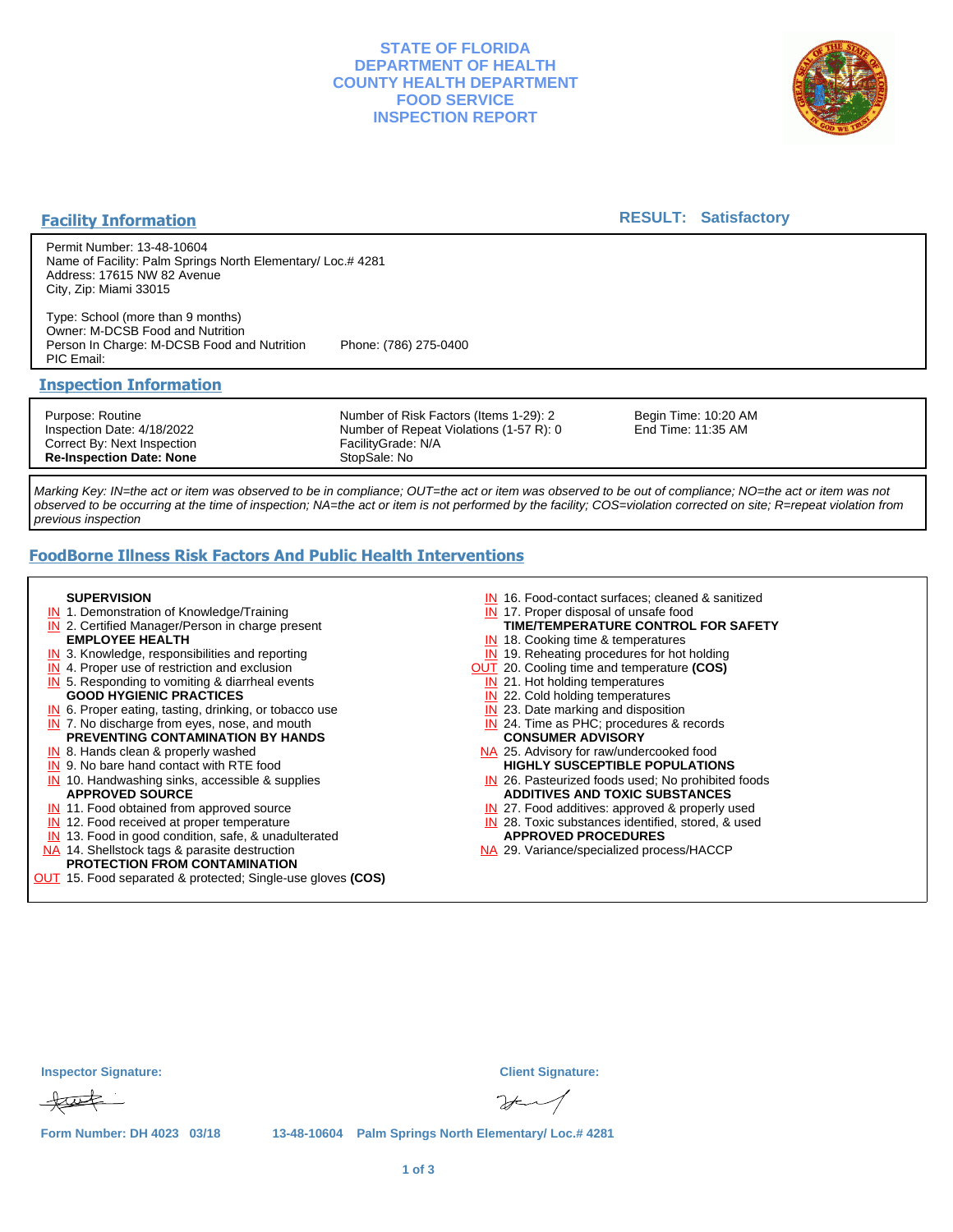# STATE OF FLORIDA
# DEPARTMENT OF HEALTH
# COUNTY HEALTH DEPARTMENT
# FOOD SERVICE
# INSPECTION REPORT

## Facility Information

**RESULT: Satisfactory**

Permit Number: 13-48-10604
Name of Facility: Palm Springs North Elementary/ Loc.# 4281
Address: 17615 NW 82 Avenue
City, Zip: Miami 33015

Type: School (more than 9 months)
Owner: M-DCSB Food and Nutrition
Person In Charge: M-DCSB Food and Nutrition    Phone: (786) 275-0400
PIC Email:

## Inspection Information

| | | |
|---|---|---|
| Purpose: Routine | Number of Risk Factors (Items 1-29): 2 | Begin Time: 10:20 AM |
| Inspection Date: 4/18/2022 | Number of Repeat Violations (1-57 R): 0 | End Time: 11:35 AM |
| Correct By: Next Inspection | FacilityGrade: N/A | |
| **Re-Inspection Date: None** | StopSale: No | |

*Marking Key: IN=the act or item was observed to be in compliance; OUT=the act or item was observed to be out of compliance; NO=the act or item was not observed to be occurring at the time of inspection; NA=the act or item is not performed by the facility; COS=violation corrected on site; R=repeat violation from previous inspection*

## FoodBorne Illness Risk Factors And Public Health Interventions

**SUPERVISION**
- IN 1. Demonstration of Knowledge/Training
- IN 2. Certified Manager/Person in charge present

**EMPLOYEE HEALTH**
- IN 3. Knowledge, responsibilities and reporting
- IN 4. Proper use of restriction and exclusion
- IN 5. Responding to vomiting & diarrheal events

**GOOD HYGIENIC PRACTICES**
- IN 6. Proper eating, tasting, drinking, or tobacco use
- IN 7. No discharge from eyes, nose, and mouth

**PREVENTING CONTAMINATION BY HANDS**
- IN 8. Hands clean & properly washed
- IN 9. No bare hand contact with RTE food
- IN 10. Handwashing sinks, accessible & supplies

**APPROVED SOURCE**
- IN 11. Food obtained from approved source
- IN 12. Food received at proper temperature
- IN 13. Food in good condition, safe, & unadulterated
- NA 14. Shellstock tags & parasite destruction

**PROTECTION FROM CONTAMINATION**
- OUT 15. Food separated & protected; Single-use gloves **(COS)**
- IN 16. Food-contact surfaces; cleaned & sanitized
- IN 17. Proper disposal of unsafe food

**TIME/TEMPERATURE CONTROL FOR SAFETY**
- IN 18. Cooking time & temperatures
- IN 19. Reheating procedures for hot holding
- OUT 20. Cooling time and temperature **(COS)**
- IN 21. Hot holding temperatures
- IN 22. Cold holding temperatures
- IN 23. Date marking and disposition
- IN 24. Time as PHC; procedures & records

**CONSUMER ADVISORY**
- NA 25. Advisory for raw/undercooked food

**HIGHLY SUSCEPTIBLE POPULATIONS**
- IN 26. Pasteurized foods used; No prohibited foods

**ADDITIVES AND TOXIC SUBSTANCES**
- IN 27. Food additives: approved & properly used
- IN 28. Toxic substances identified, stored, & used

**APPROVED PROCEDURES**
- NA 29. Variance/specialized process/HACCP

**Inspector Signature:**

**Client Signature:**

Form Number: DH 4023 03/18    13-48-10604 Palm Springs North Elementary/ Loc.# 4281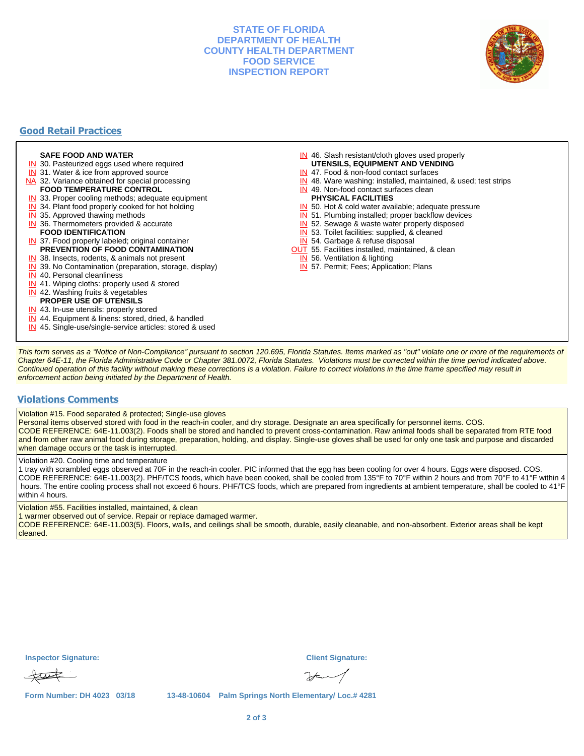# STATE OF FLORIDA
# DEPARTMENT OF HEALTH
# COUNTY HEALTH DEPARTMENT
# FOOD SERVICE
# INSPECTION REPORT

## Good Retail Practices

**SAFE FOOD AND WATER**
- IN 30. Pasteurized eggs used where required
- IN 31. Water & ice from approved source
- NA 32. Variance obtained for special processing

**FOOD TEMPERATURE CONTROL**
- IN 33. Proper cooling methods; adequate equipment
- IN 34. Plant food properly cooked for hot holding
- IN 35. Approved thawing methods
- IN 36. Thermometers provided & accurate

**FOOD IDENTIFICATION**
- IN 37. Food properly labeled; original container

**PREVENTION OF FOOD CONTAMINATION**
- IN 38. Insects, rodents, & animals not present
- IN 39. No Contamination (preparation, storage, display)
- IN 40. Personal cleanliness
- IN 41. Wiping cloths: properly used & stored
- IN 42. Washing fruits & vegetables

**PROPER USE OF UTENSILS**
- IN 43. In-use utensils: properly stored
- IN 44. Equipment & linens: stored, dried, & handled
- IN 45. Single-use/single-service articles: stored & used
- IN 46. Slash resistant/cloth gloves used properly

**UTENSILS, EQUIPMENT AND VENDING**
- IN 47. Food & non-food contact surfaces
- IN 48. Ware washing: installed, maintained, & used; test strips
- IN 49. Non-food contact surfaces clean

**PHYSICAL FACILITIES**
- IN 50. Hot & cold water available; adequate pressure
- IN 51. Plumbing installed; proper backflow devices
- IN 52. Sewage & waste water properly disposed
- IN 53. Toilet facilities: supplied, & cleaned
- IN 54. Garbage & refuse disposal
- OUT 55. Facilities installed, maintained, & clean
- IN 56. Ventilation & lighting
- IN 57. Permit; Fees; Application; Plans

*This form serves as a "Notice of Non-Compliance" pursuant to section 120.695, Florida Statutes. Items marked as "out" violate one or more of the requirements of Chapter 64E-11, the Florida Administrative Code or Chapter 381.0072, Florida Statutes. Violations must be corrected within the time period indicated above. Continued operation of this facility without making these corrections is a violation. Failure to correct violations in the time frame specified may result in enforcement action being initiated by the Department of Health.*

## Violations Comments

Violation #15. Food separated & protected; Single-use gloves
Personal items observed stored with food in the reach-in cooler, and dry storage. Designate an area specifically for personnel items. COS.
CODE REFERENCE: 64E-11.003(2). Foods shall be stored and handled to prevent cross-contamination. Raw animal foods shall be separated from RTE food and from other raw animal food during storage, preparation, holding, and display. Single-use gloves shall be used for only one task and purpose and discarded when damage occurs or the task is interrupted.

Violation #20. Cooling time and temperature
1 tray with scrambled eggs observed at 70F in the reach-in cooler. PIC informed that the egg has been cooling for over 4 hours. Eggs were disposed. COS.
CODE REFERENCE: 64E-11.003(2). PHF/TCS foods, which have been cooked, shall be cooled from 135°F to 70°F within 2 hours and from 70°F to 41°F within 4 hours. The entire cooling process shall not exceed 6 hours. PHF/TCS foods, which are prepared from ingredients at ambient temperature, shall be cooled to 41°F within 4 hours.

Violation #55. Facilities installed, maintained, & clean
1 warmer observed out of service. Repair or replace damaged warmer.
CODE REFERENCE: 64E-11.003(5). Floors, walls, and ceilings shall be smooth, durable, easily cleanable, and non-absorbent. Exterior areas shall be kept cleaned.

**Inspector Signature:** 

**Client Signature:**

Form Number: DH 4023 03/18    13-48-10604 Palm Springs North Elementary/ Loc.# 4281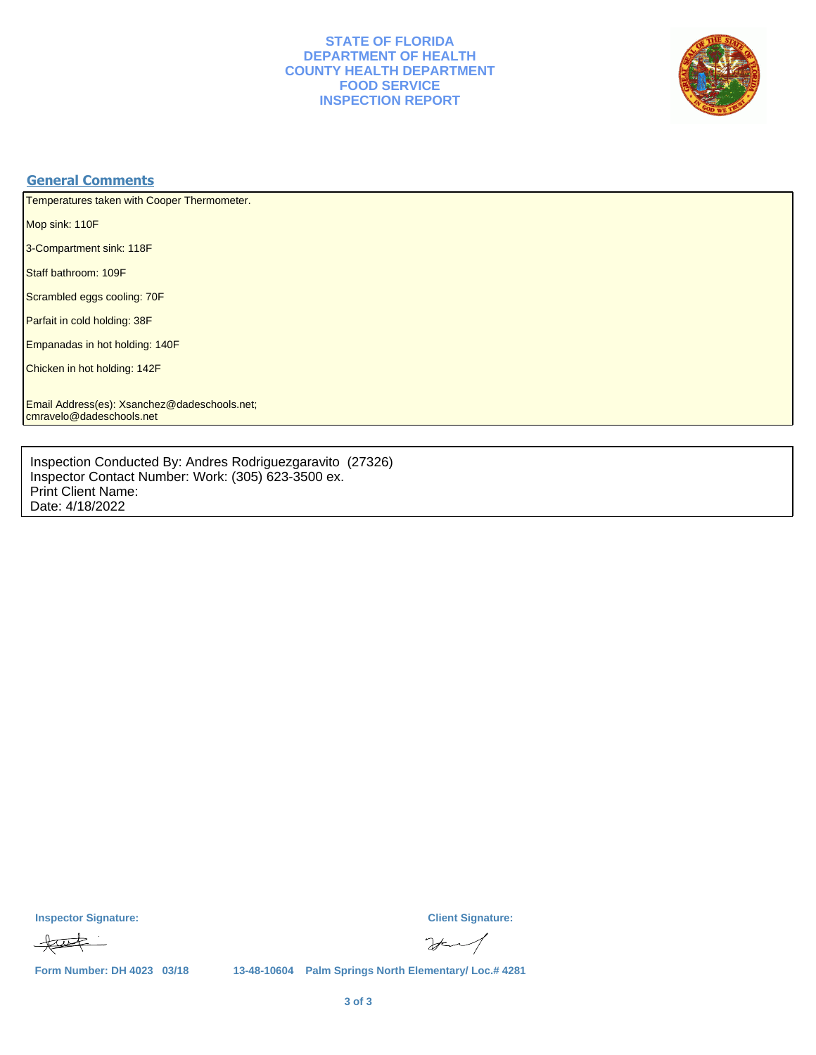STATE OF FLORIDA
DEPARTMENT OF HEALTH
COUNTY HEALTH DEPARTMENT
FOOD SERVICE
INSPECTION REPORT

## General Comments

Temperatures taken with Cooper Thermometer.

Mop sink: 110F

3-Compartment sink: 118F

Staff bathroom: 109F

Scrambled eggs cooling: 70F

Parfait in cold holding: 38F

Empanadas in hot holding: 140F

Chicken in hot holding: 142F

Email Address(es): Xsanchez@dadeschools.net; cmravelo@dadeschools.net

Inspection Conducted By: Andres Rodriguezgaravito (27326)
Inspector Contact Number: Work: (305) 623-3500 ex.
Print Client Name:
Date: 4/18/2022

**Inspector Signature:**

**Client Signature:**

**Form Number: DH 4023 03/18** **13-48-10604 Palm Springs North Elementary/ Loc.# 4281**